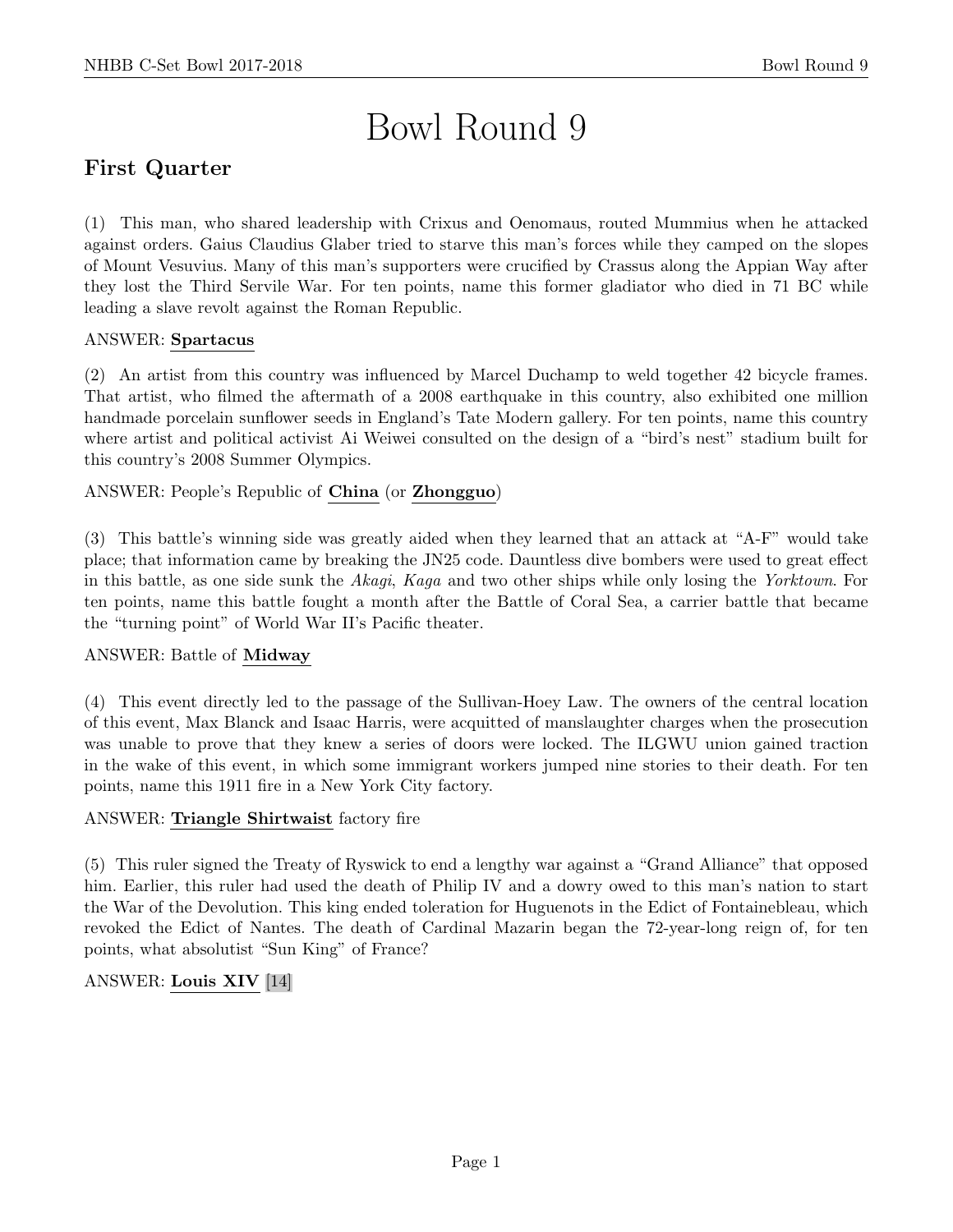# Bowl Round 9

## First Quarter

(1) This man, who shared leadership with Crixus and Oenomaus, routed Mummius when he attacked against orders. Gaius Claudius Glaber tried to starve this man's forces while they camped on the slopes of Mount Vesuvius. Many of this man's supporters were crucified by Crassus along the Appian Way after they lost the Third Servile War. For ten points, name this former gladiator who died in 71 BC while leading a slave revolt against the Roman Republic.

ANSWER: **Spartacus**

(2) An artist from this country was influenced by Marcel Duchamp to weld together 42 bicycle frames. That artist, who filmed the aftermath of a 2008 earthquake in this country, also exhibited one million handmade porcelain sunflower seeds in England's Tate Modern gallery. For ten points, name this country where artist and political activist Ai Weiwei consulted on the design of a "bird's nest" stadium built for this country's 2008 Summer Olympics.

ANSWER: People's Republic of **China** (or **Zhongguo**)

(3) This battle's winning side was greatly aided when they learned that an attack at "A-F" would take place; that information came by breaking the JN25 code. Dauntless dive bombers were used to great effect in this battle, as one side sunk the *Akagi*, *Kaga* and two other ships while only losing the *Yorktown*. For ten points, name this battle fought a month after the Battle of Coral Sea, a carrier battle that became the "turning point" of World War II's Pacific theater.

ANSWER: Battle of **Midway**

(4) This event directly led to the passage of the Sullivan-Hoey Law. The owners of the central location of this event, Max Blanck and Isaac Harris, were acquitted of manslaughter charges when the prosecution was unable to prove that they knew a series of doors were locked. The ILGWU union gained traction in the wake of this event, in which some immigrant workers jumped nine stories to their death. For ten points, name this 1911 fire in a New York City factory.

ANSWER: **Triangle Shirtwaist** factory fire

(5) This ruler signed the Treaty of Ryswick to end a lengthy war against a "Grand Alliance" that opposed him. Earlier, this ruler had used the death of Philip IV and a dowry owed to this man's nation to start the War of the Devolution. This king ended toleration for Huguenots in the Edict of Fontainebleau, which revoked the Edict of Nantes. The death of Cardinal Mazarin began the 72-year-long reign of, for ten points, what absolutist "Sun King" of France?

ANSWER: **Louis XIV** [14]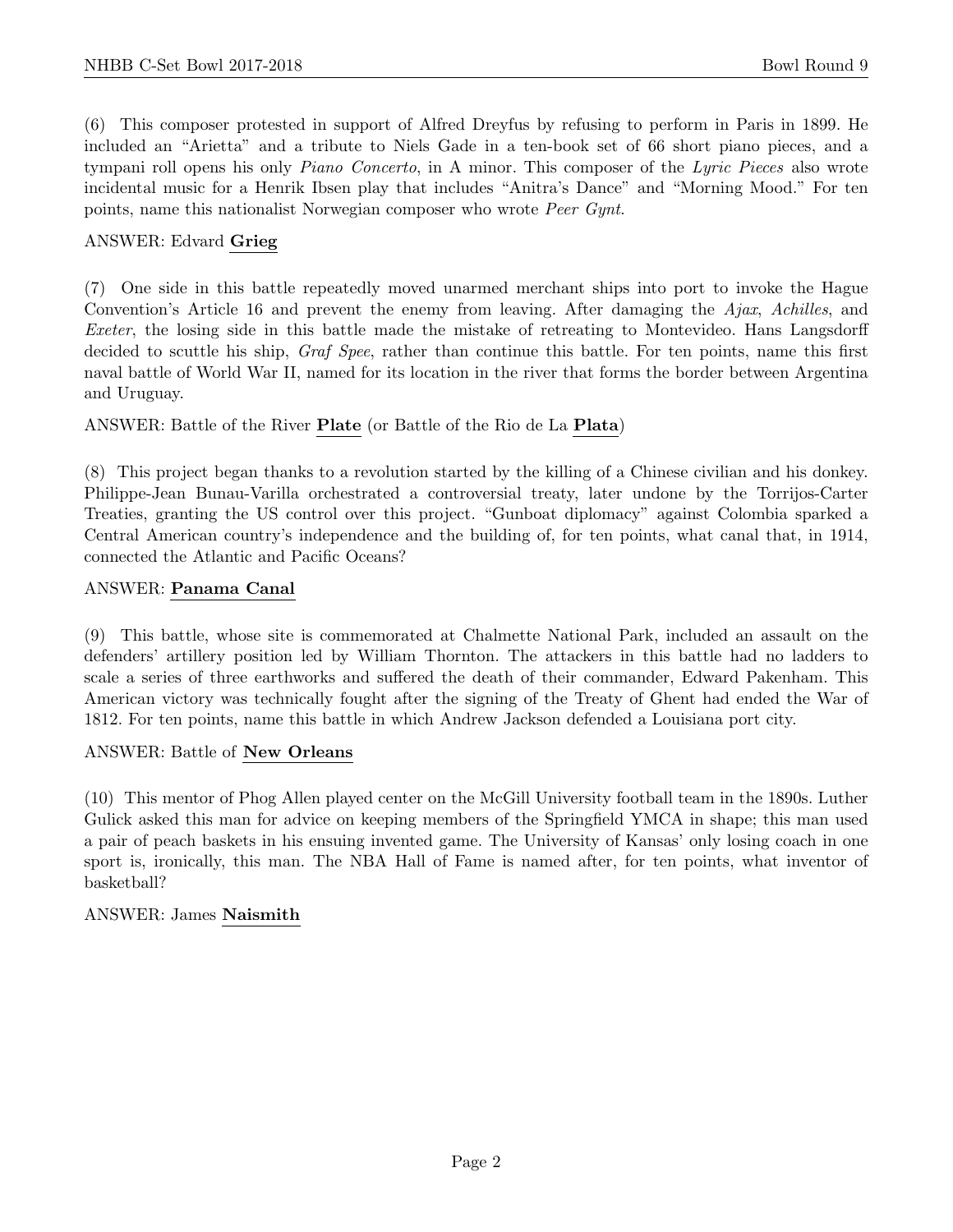(6) This composer protested in support of Alfred Dreyfus by refusing to perform in Paris in 1899. He included an "Arietta" and a tribute to Niels Gade in a ten-book set of 66 short piano pieces, and a tympani roll opens his only *Piano Concerto*, in A minor. This composer of the *Lyric Pieces* also wrote incidental music for a Henrik Ibsen play that includes "Anitra's Dance" and "Morning Mood." For ten points, name this nationalist Norwegian composer who wrote *Peer Gynt*.

ANSWER: Edvard **Grieg**

(7) One side in this battle repeatedly moved unarmed merchant ships into port to invoke the Hague Convention's Article 16 and prevent the enemy from leaving. After damaging the *Ajax*, *Achilles*, and *Exeter*, the losing side in this battle made the mistake of retreating to Montevideo. Hans Langsdorff decided to scuttle his ship, *Graf Spee*, rather than continue this battle. For ten points, name this first naval battle of World War II, named for its location in the river that forms the border between Argentina and Uruguay.

ANSWER: Battle of the River **Plate** (or Battle of the Rio de La **Plata**)

(8) This project began thanks to a revolution started by the killing of a Chinese civilian and his donkey. Philippe-Jean Bunau-Varilla orchestrated a controversial treaty, later undone by the Torrijos-Carter Treaties, granting the US control over this project. "Gunboat diplomacy" against Colombia sparked a Central American country's independence and the building of, for ten points, what canal that, in 1914, connected the Atlantic and Pacific Oceans?

ANSWER: **Panama Canal**

(9) This battle, whose site is commemorated at Chalmette National Park, included an assault on the defenders' artillery position led by William Thornton. The attackers in this battle had no ladders to scale a series of three earthworks and suffered the death of their commander, Edward Pakenham. This American victory was technically fought after the signing of the Treaty of Ghent had ended the War of 1812. For ten points, name this battle in which Andrew Jackson defended a Louisiana port city.

ANSWER: Battle of **New Orleans**

(10) This mentor of Phog Allen played center on the McGill University football team in the 1890s. Luther Gulick asked this man for advice on keeping members of the Springfield YMCA in shape; this man used a pair of peach baskets in his ensuing invented game. The University of Kansas' only losing coach in one sport is, ironically, this man. The NBA Hall of Fame is named after, for ten points, what inventor of basketball?

ANSWER: James **Naismith**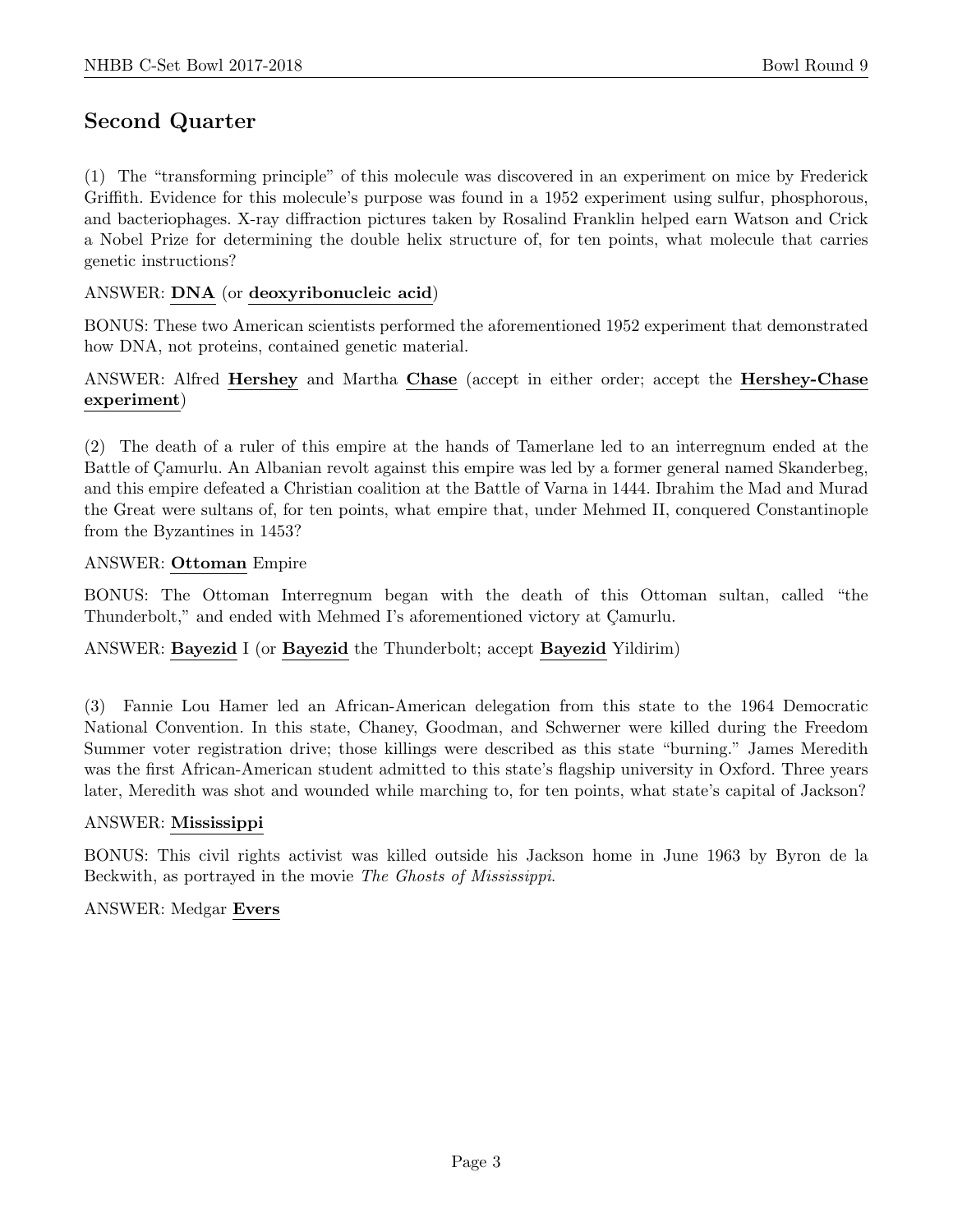## Second Quarter

(1) The "transforming principle" of this molecule was discovered in an experiment on mice by Frederick Griffith. Evidence for this molecule's purpose was found in a 1952 experiment using sulfur, phosphorous, and bacteriophages. X-ray diffraction pictures taken by Rosalind Franklin helped earn Watson and Crick a Nobel Prize for determining the double helix structure of, for ten points, what molecule that carries genetic instructions?

ANSWER: **DNA** (or **deoxyribonucleic acid**)

BONUS: These two American scientists performed the aforementioned 1952 experiment that demonstrated how DNA, not proteins, contained genetic material.

ANSWER: Alfred **Hershey** and Martha **Chase** (accept in either order; accept the **Hershey-Chase experiment**)

(2) The death of a ruler of this empire at the hands of Tamerlane led to an interregnum ended at the Battle of Çamurlu. An Albanian revolt against this empire was led by a former general named Skanderbeg, and this empire defeated a Christian coalition at the Battle of Varna in 1444. Ibrahim the Mad and Murad the Great were sultans of, for ten points, what empire that, under Mehmed II, conquered Constantinople from the Byzantines in 1453?

ANSWER: **Ottoman** Empire

BONUS: The Ottoman Interregnum began with the death of this Ottoman sultan, called "the Thunderbolt," and ended with Mehmed I's aforementioned victory at Çamurlu.

ANSWER: **Bayezid** I (or **Bayezid** the Thunderbolt; accept **Bayezid** Yildirim)

(3) Fannie Lou Hamer led an African-American delegation from this state to the 1964 Democratic National Convention. In this state, Chaney, Goodman, and Schwerner were killed during the Freedom Summer voter registration drive; those killings were described as this state "burning." James Meredith was the first African-American student admitted to this state's flagship university in Oxford. Three years later, Meredith was shot and wounded while marching to, for ten points, what state's capital of Jackson?

ANSWER: **Mississippi**

BONUS: This civil rights activist was killed outside his Jackson home in June 1963 by Byron de la Beckwith, as portrayed in the movie *The Ghosts of Mississippi*.

ANSWER: Medgar **Evers**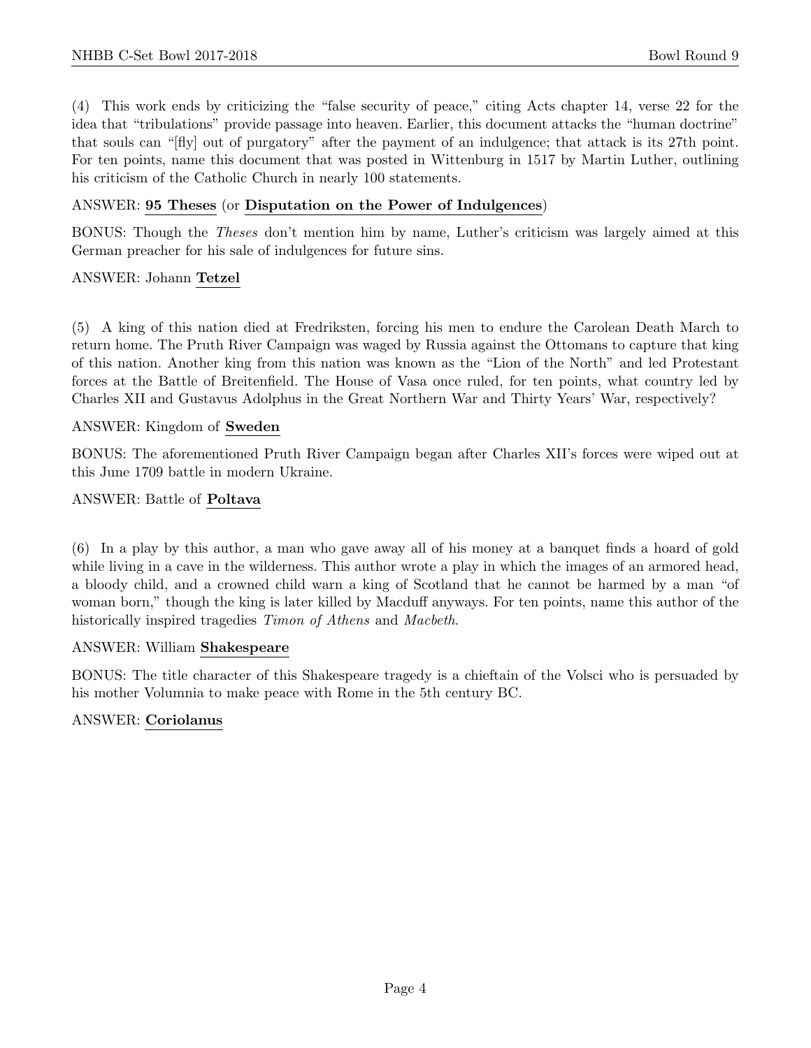(4) This work ends by criticizing the "false security of peace," citing Acts chapter 14, verse 22 for the idea that "tribulations" provide passage into heaven. Earlier, this document attacks the "human doctrine" that souls can "[fly] out of purgatory" after the payment of an indulgence; that attack is its 27th point. For ten points, name this document that was posted in Wittenburg in 1517 by Martin Luther, outlining his criticism of the Catholic Church in nearly 100 statements.

ANSWER: **95 Theses** (or **Disputation on the Power of Indulgences**)

BONUS: Though the *Theses* don't mention him by name, Luther's criticism was largely aimed at this German preacher for his sale of indulgences for future sins.

ANSWER: Johann **Tetzel**

(5) A king of this nation died at Fredriksten, forcing his men to endure the Carolean Death March to return home. The Pruth River Campaign was waged by Russia against the Ottomans to capture that king of this nation. Another king from this nation was known as the "Lion of the North" and led Protestant forces at the Battle of Breitenfield. The House of Vasa once ruled, for ten points, what country led by Charles XII and Gustavus Adolphus in the Great Northern War and Thirty Years' War, respectively?

ANSWER: Kingdom of **Sweden**

BONUS: The aforementioned Pruth River Campaign began after Charles XII's forces were wiped out at this June 1709 battle in modern Ukraine.

ANSWER: Battle of **Poltava**

(6) In a play by this author, a man who gave away all of his money at a banquet finds a hoard of gold while living in a cave in the wilderness. This author wrote a play in which the images of an armored head, a bloody child, and a crowned child warn a king of Scotland that he cannot be harmed by a man "of woman born," though the king is later killed by Macduff anyways. For ten points, name this author of the historically inspired tragedies *Timon of Athens* and *Macbeth*.

ANSWER: William **Shakespeare**

BONUS: The title character of this Shakespeare tragedy is a chieftain of the Volsci who is persuaded by his mother Volumnia to make peace with Rome in the 5th century BC.

ANSWER: **Coriolanus**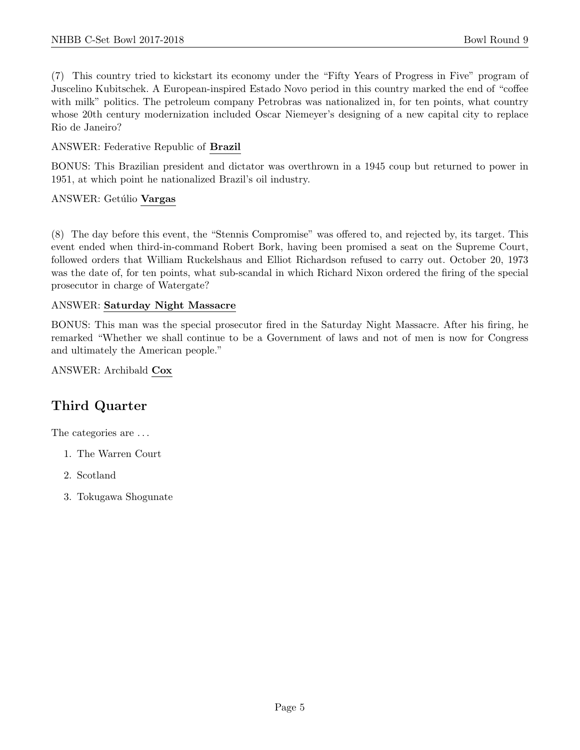(7) This country tried to kickstart its economy under the "Fifty Years of Progress in Five" program of Juscelino Kubitschek. A European-inspired Estado Novo period in this country marked the end of "coffee with milk" politics. The petroleum company Petrobras was nationalized in, for ten points, what country whose 20th century modernization included Oscar Niemeyer's designing of a new capital city to replace Rio de Janeiro?

ANSWER: Federative Republic of **Brazil**

BONUS: This Brazilian president and dictator was overthrown in a 1945 coup but returned to power in 1951, at which point he nationalized Brazil's oil industry.

ANSWER: Getúlio **Vargas**

(8) The day before this event, the "Stennis Compromise" was offered to, and rejected by, its target. This event ended when third-in-command Robert Bork, having been promised a seat on the Supreme Court, followed orders that William Ruckelshaus and Elliot Richardson refused to carry out. October 20, 1973 was the date of, for ten points, what sub-scandal in which Richard Nixon ordered the firing of the special prosecutor in charge of Watergate?

ANSWER: **Saturday Night Massacre**

BONUS: This man was the special prosecutor fired in the Saturday Night Massacre. After his firing, he remarked "Whether we shall continue to be a Government of laws and not of men is now for Congress and ultimately the American people."

ANSWER: Archibald **Cox**

## Third Quarter

The categories are . . .

1. The Warren Court
2. Scotland
3. Tokugawa Shogunate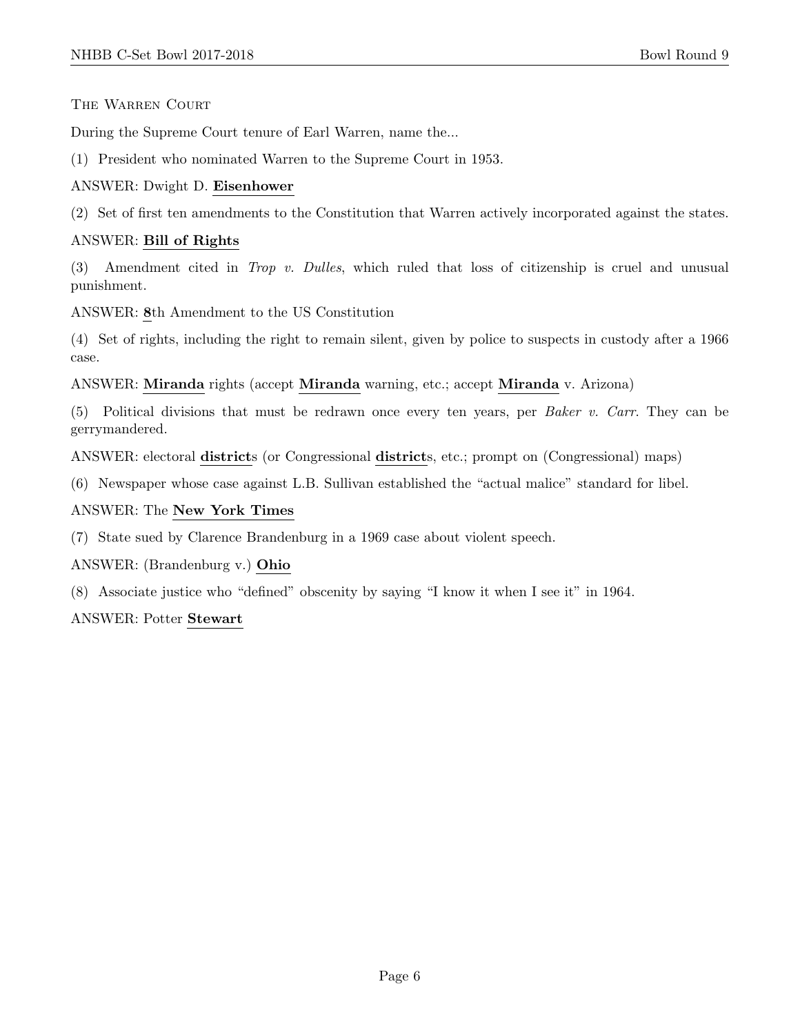### The Warren Court

During the Supreme Court tenure of Earl Warren, name the...

(1) President who nominated Warren to the Supreme Court in 1953.

ANSWER: Dwight D. **Eisenhower**

(2) Set of first ten amendments to the Constitution that Warren actively incorporated against the states.

ANSWER: **Bill of Rights**

(3) Amendment cited in *Trop v. Dulles*, which ruled that loss of citizenship is cruel and unusual punishment.

ANSWER: **8**th Amendment to the US Constitution

(4) Set of rights, including the right to remain silent, given by police to suspects in custody after a 1966 case.

ANSWER: **Miranda** rights (accept **Miranda** warning, etc.; accept **Miranda** v. Arizona)

(5) Political divisions that must be redrawn once every ten years, per *Baker v. Carr*. They can be gerrymandered.

ANSWER: electoral **district**s (or Congressional **district**s, etc.; prompt on (Congressional) maps)

(6) Newspaper whose case against L.B. Sullivan established the "actual malice" standard for libel.

ANSWER: The **New York Times**

(7) State sued by Clarence Brandenburg in a 1969 case about violent speech.

ANSWER: (Brandenburg v.) **Ohio**

(8) Associate justice who "defined" obscenity by saying "I know it when I see it" in 1964.

ANSWER: Potter **Stewart**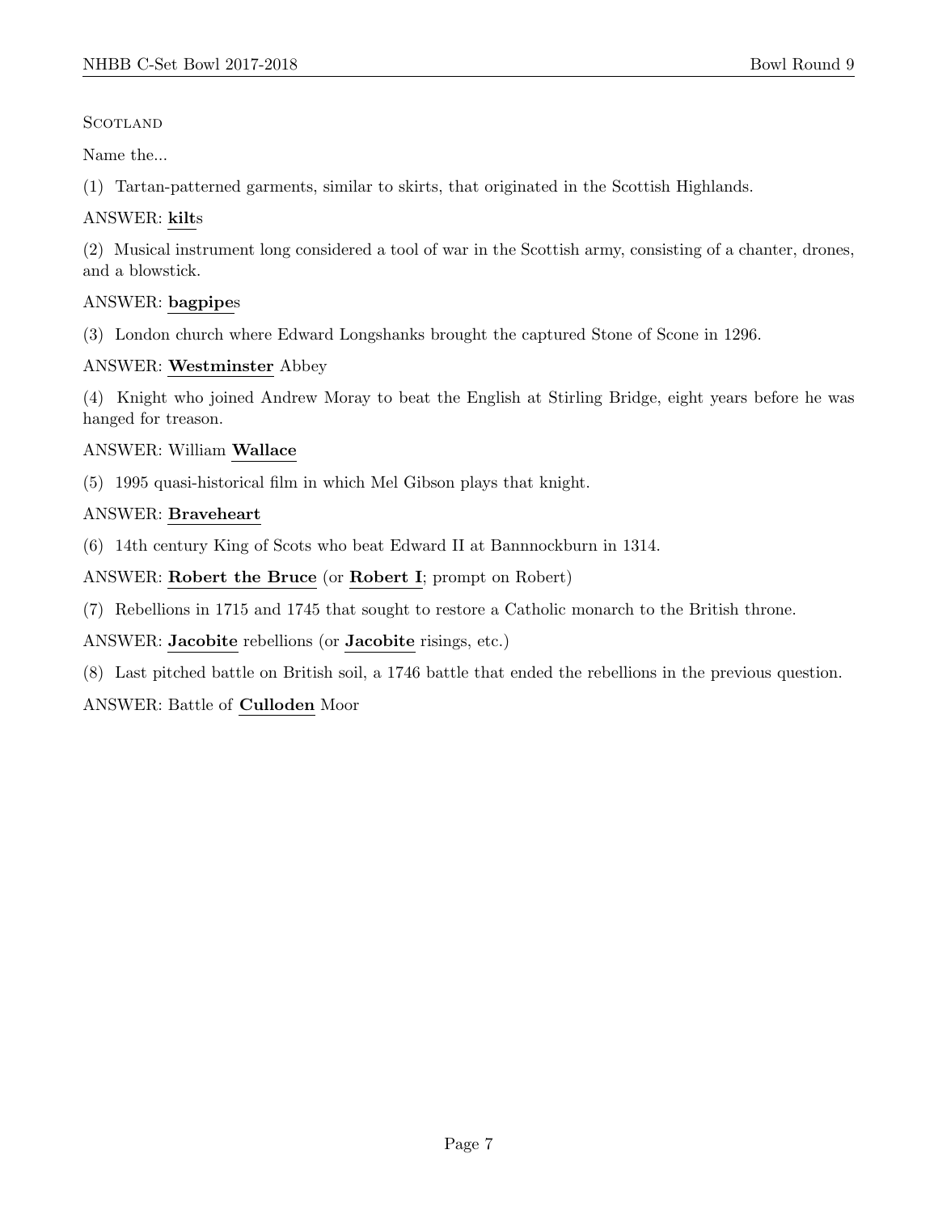Scotland

Name the...

(1) Tartan-patterned garments, similar to skirts, that originated in the Scottish Highlands.

ANSWER: **kilt**s

(2) Musical instrument long considered a tool of war in the Scottish army, consisting of a chanter, drones, and a blowstick.

ANSWER: **bagpipe**s

(3) London church where Edward Longshanks brought the captured Stone of Scone in 1296.

ANSWER: **Westminster** Abbey

(4) Knight who joined Andrew Moray to beat the English at Stirling Bridge, eight years before he was hanged for treason.

ANSWER: William **Wallace**

(5) 1995 quasi-historical film in which Mel Gibson plays that knight.

ANSWER: **Braveheart**

(6) 14th century King of Scots who beat Edward II at Bannnockburn in 1314.

ANSWER: **Robert the Bruce** (or **Robert I**; prompt on Robert)

(7) Rebellions in 1715 and 1745 that sought to restore a Catholic monarch to the British throne.

ANSWER: **Jacobite** rebellions (or **Jacobite** risings, etc.)

(8) Last pitched battle on British soil, a 1746 battle that ended the rebellions in the previous question.

ANSWER: Battle of **Culloden** Moor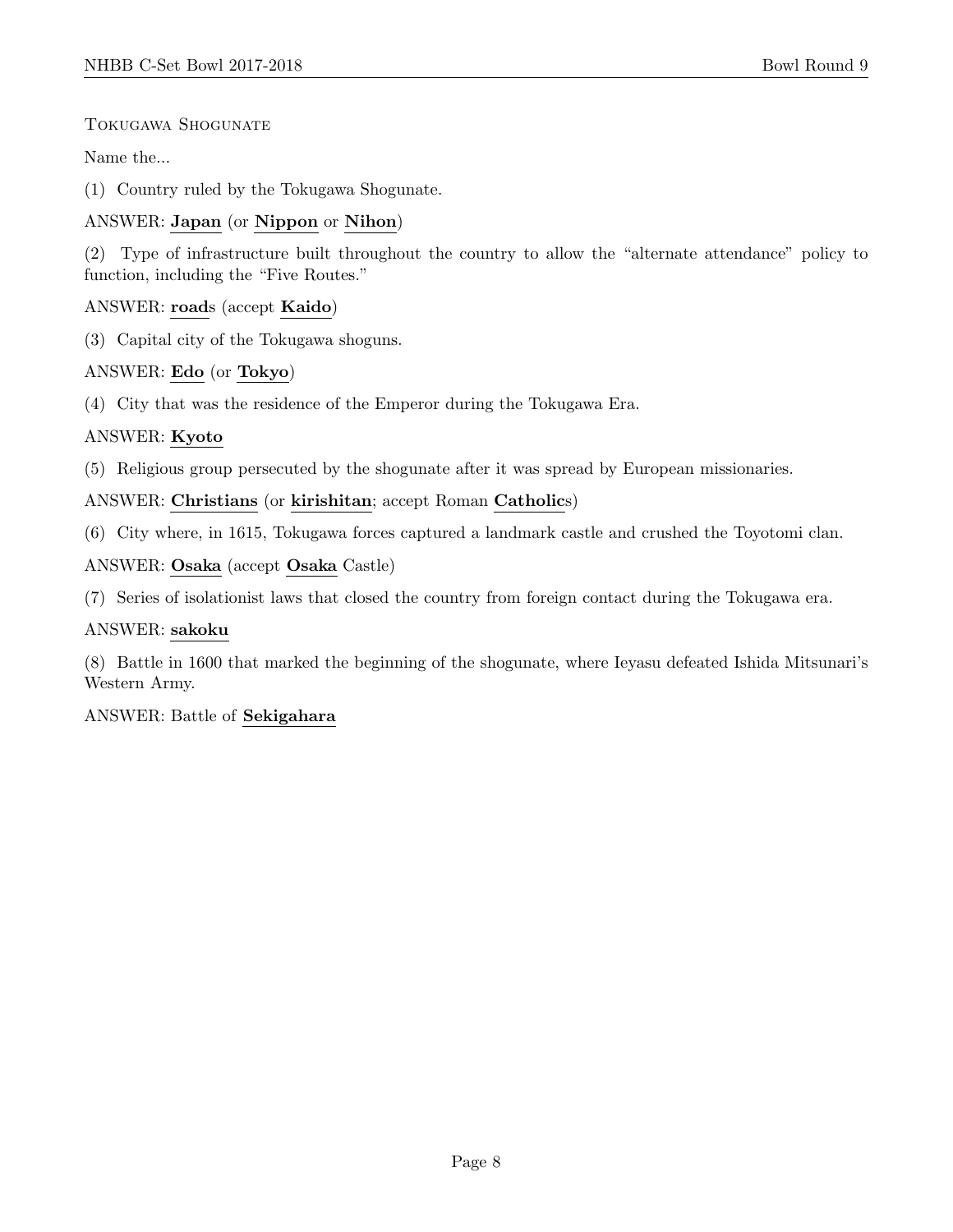Tokugawa Shogunate

Name the...

(1) Country ruled by the Tokugawa Shogunate.

ANSWER: **Japan** (or **Nippon** or **Nihon**)

(2) Type of infrastructure built throughout the country to allow the "alternate attendance" policy to function, including the "Five Routes."

ANSWER: **road**s (accept **Kaido**)

(3) Capital city of the Tokugawa shoguns.

ANSWER: **Edo** (or **Tokyo**)

(4) City that was the residence of the Emperor during the Tokugawa Era.

ANSWER: **Kyoto**

(5) Religious group persecuted by the shogunate after it was spread by European missionaries.

ANSWER: **Christians** (or **kirishitan**; accept Roman **Catholic**s)

(6) City where, in 1615, Tokugawa forces captured a landmark castle and crushed the Toyotomi clan.

ANSWER: **Osaka** (accept **Osaka** Castle)

(7) Series of isolationist laws that closed the country from foreign contact during the Tokugawa era.

ANSWER: **sakoku**

(8) Battle in 1600 that marked the beginning of the shogunate, where Ieyasu defeated Ishida Mitsunari's Western Army.

ANSWER: Battle of **Sekigahara**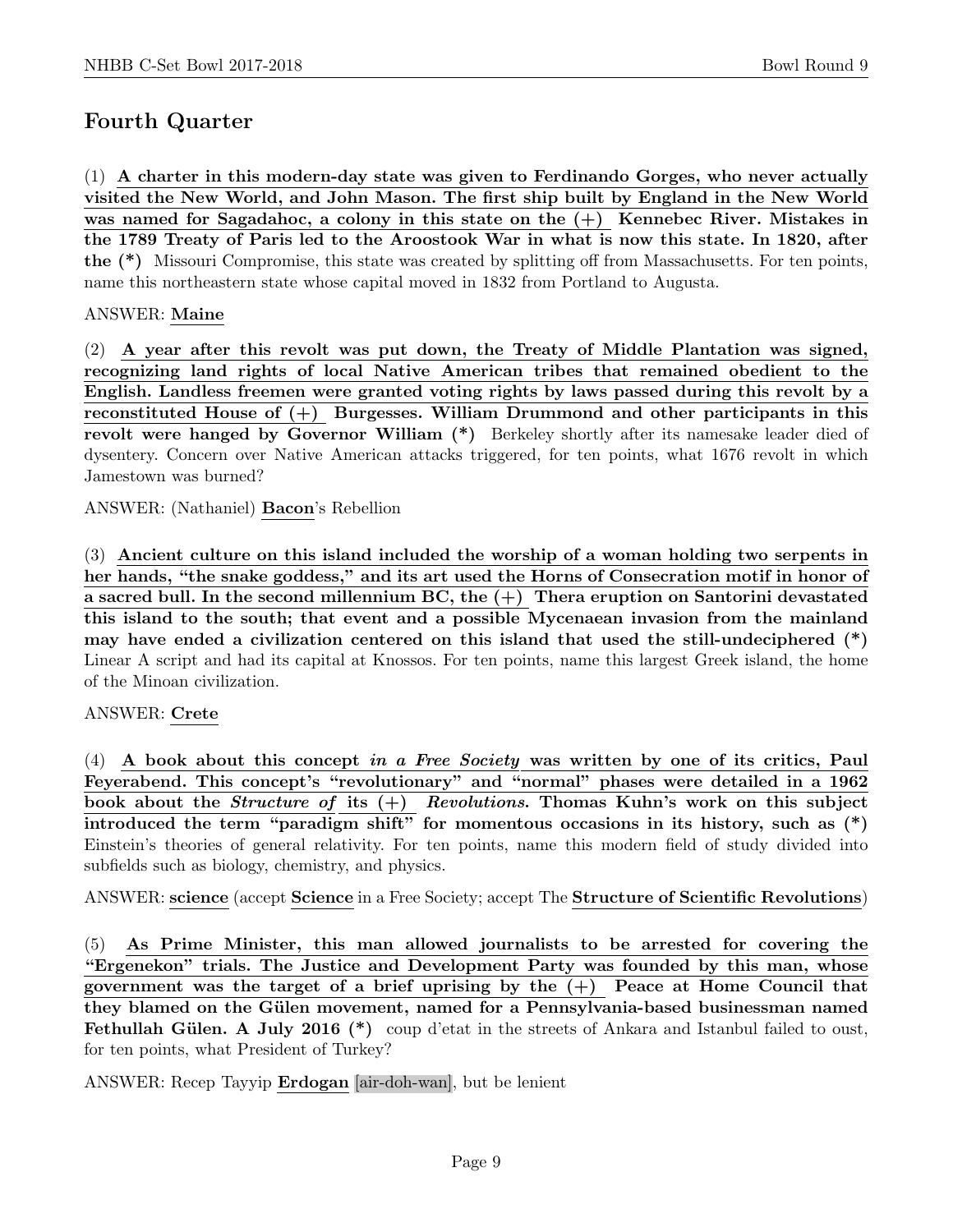## Fourth Quarter

(1) **A charter in this modern-day state was given to Ferdinando Gorges, who never actually visited the New World, and John Mason. The first ship built by England in the New World was named for Sagadahoc, a colony in this state on the (+) Kennebec River. Mistakes in the 1789 Treaty of Paris led to the Aroostook War in what is now this state. In 1820, after the (\*)** Missouri Compromise, this state was created by splitting off from Massachusetts. For ten points, name this northeastern state whose capital moved in 1832 from Portland to Augusta.

ANSWER: **Maine**

(2) **A year after this revolt was put down, the Treaty of Middle Plantation was signed, recognizing land rights of local Native American tribes that remained obedient to the English. Landless freemen were granted voting rights by laws passed during this revolt by a reconstituted House of (+) Burgesses. William Drummond and other participants in this revolt were hanged by Governor William (\*)** Berkeley shortly after its namesake leader died of dysentery. Concern over Native American attacks triggered, for ten points, what 1676 revolt in which Jamestown was burned?

ANSWER: (Nathaniel) **Bacon**'s Rebellion

(3) **Ancient culture on this island included the worship of a woman holding two serpents in her hands, "the snake goddess," and its art used the Horns of Consecration motif in honor of a sacred bull. In the second millennium BC, the (+) Thera eruption on Santorini devastated this island to the south; that event and a possible Mycenaean invasion from the mainland may have ended a civilization centered on this island that used the still-undeciphered (\*)** Linear A script and had its capital at Knossos. For ten points, name this largest Greek island, the home of the Minoan civilization.

ANSWER: **Crete**

(4) **A book about this concept *in a Free Society* was written by one of its critics, Paul Feyerabend. This concept's "revolutionary" and "normal" phases were detailed in a 1962 book about the *Structure of* its (+) *Revolutions*. Thomas Kuhn's work on this subject introduced the term "paradigm shift" for momentous occasions in its history, such as (\*)** Einstein's theories of general relativity. For ten points, name this modern field of study divided into subfields such as biology, chemistry, and physics.

ANSWER: **science** (accept **Science** in a Free Society; accept The **Structure of Scientific Revolutions**)

(5) **As Prime Minister, this man allowed journalists to be arrested for covering the "Ergenekon" trials. The Justice and Development Party was founded by this man, whose government was the target of a brief uprising by the (+) Peace at Home Council that they blamed on the Gülen movement, named for a Pennsylvania-based businessman named Fethullah Gülen. A July 2016 (\*)** coup d'etat in the streets of Ankara and Istanbul failed to oust, for ten points, what President of Turkey?

ANSWER: Recep Tayyip **Erdogan** [air-doh-wan], but be lenient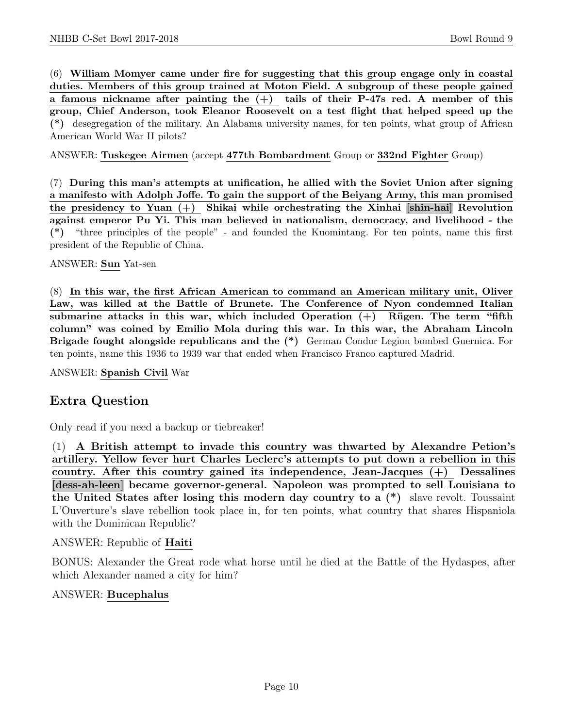(6) **William Momyer came under fire for suggesting that this group engage only in coastal duties. Members of this group trained at Moton Field. A subgroup of these people gained a famous nickname after painting the (+) tails of their P-47s red. A member of this group, Chief Anderson, took Eleanor Roosevelt on a test flight that helped speed up the (\*)** desegregation of the military. An Alabama university names, for ten points, what group of African American World War II pilots?

ANSWER: **Tuskegee Airmen** (accept **477th Bombardment** Group or **332nd Fighter** Group)

(7) **During this man's attempts at unification, he allied with the Soviet Union after signing a manifesto with Adolph Joffe. To gain the support of the Beiyang Army, this man promised the presidency to Yuan (+) Shikai while orchestrating the Xinhai [shin-hai] Revolution against emperor Pu Yi. This man believed in nationalism, democracy, and livelihood - the (\*)** "three principles of the people" - and founded the Kuomintang. For ten points, name this first president of the Republic of China.

ANSWER: **Sun** Yat-sen

(8) **In this war, the first African American to command an American military unit, Oliver Law, was killed at the Battle of Brunete. The Conference of Nyon condemned Italian submarine attacks in this war, which included Operation (+) Rügen. The term "fifth column" was coined by Emilio Mola during this war. In this war, the Abraham Lincoln Brigade fought alongside republicans and the (\*)** German Condor Legion bombed Guernica. For ten points, name this 1936 to 1939 war that ended when Francisco Franco captured Madrid.

ANSWER: **Spanish Civil** War

## Extra Question

Only read if you need a backup or tiebreaker!

(1) **A British attempt to invade this country was thwarted by Alexandre Petion's artillery. Yellow fever hurt Charles Leclerc's attempts to put down a rebellion in this country. After this country gained its independence, Jean-Jacques (+) Dessalines [dess-ah-leen] became governor-general. Napoleon was prompted to sell Louisiana to the United States after losing this modern day country to a (\*)** slave revolt. Toussaint L'Ouverture's slave rebellion took place in, for ten points, what country that shares Hispaniola with the Dominican Republic?

ANSWER: Republic of **Haiti**

BONUS: Alexander the Great rode what horse until he died at the Battle of the Hydaspes, after which Alexander named a city for him?

ANSWER: **Bucephalus**